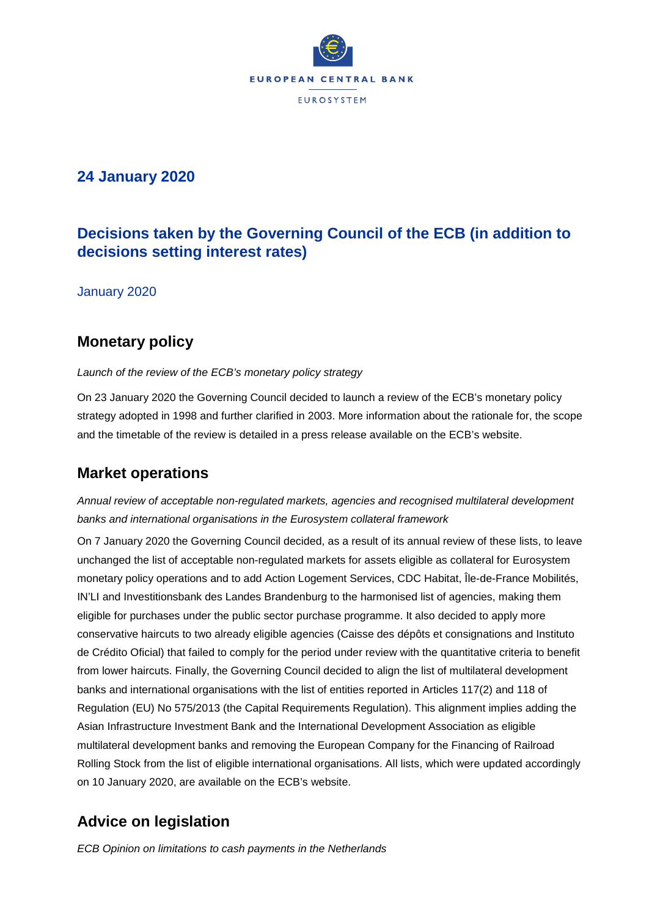## 24 January 2020

# Decisions taken by the Governing Council of the ECB (in addition to decisions setting interest rates)

January 2020

## Monetary policy

*Launch of the review of the ECB's monetary policy strategy*

On 23 January 2020 the Governing Council decided to launch a review of the ECB's monetary policy strategy adopted in 1998 and further clarified in 2003. More information about the rationale for, the scope and the timetable of the review is detailed in a press release available on the ECB's website.

## Market operations

*Annual review of acceptable non-regulated markets, agencies and recognised multilateral development banks and international organisations in the Eurosystem collateral framework*

On 7 January 2020 the Governing Council decided, as a result of its annual review of these lists, to leave unchanged the list of acceptable non-regulated markets for assets eligible as collateral for Eurosystem monetary policy operations and to add Action Logement Services, CDC Habitat, Île-de-France Mobilités, IN'LI and Investitionsbank des Landes Brandenburg to the harmonised list of agencies, making them eligible for purchases under the public sector purchase programme. It also decided to apply more conservative haircuts to two already eligible agencies (Caisse des dépôts et consignations and Instituto de Crédito Oficial) that failed to comply for the period under review with the quantitative criteria to benefit from lower haircuts. Finally, the Governing Council decided to align the list of multilateral development banks and international organisations with the list of entities reported in Articles 117(2) and 118 of Regulation (EU) No 575/2013 (the Capital Requirements Regulation). This alignment implies adding the Asian Infrastructure Investment Bank and the International Development Association as eligible multilateral development banks and removing the European Company for the Financing of Railroad Rolling Stock from the list of eligible international organisations. All lists, which were updated accordingly on 10 January 2020, are available on the ECB's website.

## Advice on legislation

*ECB Opinion on limitations to cash payments in the Netherlands*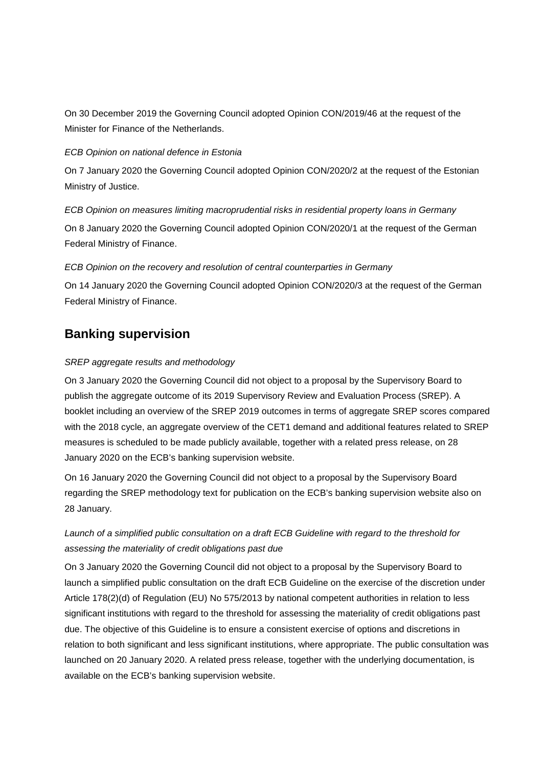On 30 December 2019 the Governing Council adopted Opinion CON/2019/46 at the request of the Minister for Finance of the Netherlands.

*ECB Opinion on national defence in Estonia*

On 7 January 2020 the Governing Council adopted Opinion CON/2020/2 at the request of the Estonian Ministry of Justice.

*ECB Opinion on measures limiting macroprudential risks in residential property loans in Germany*

On 8 January 2020 the Governing Council adopted Opinion CON/2020/1 at the request of the German Federal Ministry of Finance.

*ECB Opinion on the recovery and resolution of central counterparties in Germany*

On 14 January 2020 the Governing Council adopted Opinion CON/2020/3 at the request of the German Federal Ministry of Finance.

## Banking supervision

*SREP aggregate results and methodology*

On 3 January 2020 the Governing Council did not object to a proposal by the Supervisory Board to publish the aggregate outcome of its 2019 Supervisory Review and Evaluation Process (SREP). A booklet including an overview of the SREP 2019 outcomes in terms of aggregate SREP scores compared with the 2018 cycle, an aggregate overview of the CET1 demand and additional features related to SREP measures is scheduled to be made publicly available, together with a related press release, on 28 January 2020 on the ECB's banking supervision website.

On 16 January 2020 the Governing Council did not object to a proposal by the Supervisory Board regarding the SREP methodology text for publication on the ECB's banking supervision website also on 28 January.

*Launch of a simplified public consultation on a draft ECB Guideline with regard to the threshold for assessing the materiality of credit obligations past due*

On 3 January 2020 the Governing Council did not object to a proposal by the Supervisory Board to launch a simplified public consultation on the draft ECB Guideline on the exercise of the discretion under Article 178(2)(d) of Regulation (EU) No 575/2013 by national competent authorities in relation to less significant institutions with regard to the threshold for assessing the materiality of credit obligations past due. The objective of this Guideline is to ensure a consistent exercise of options and discretions in relation to both significant and less significant institutions, where appropriate. The public consultation was launched on 20 January 2020. A related press release, together with the underlying documentation, is available on the ECB's banking supervision website.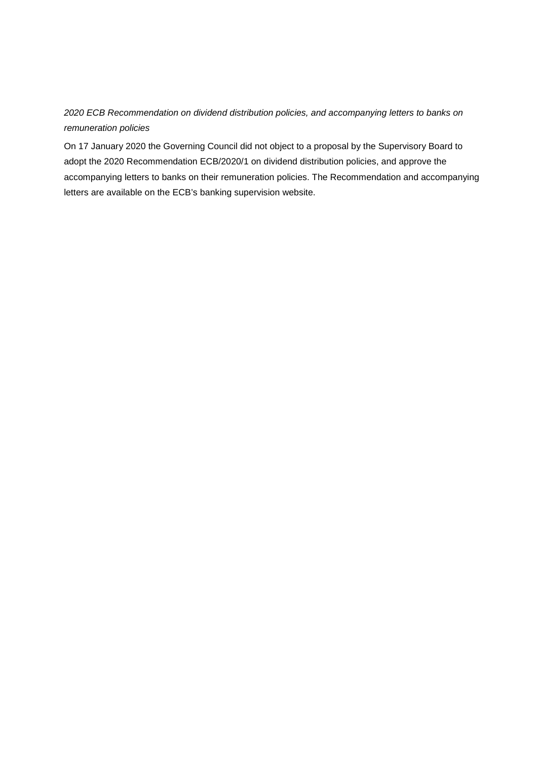*2020 ECB Recommendation on dividend distribution policies, and accompanying letters to banks on remuneration policies*

On 17 January 2020 the Governing Council did not object to a proposal by the Supervisory Board to adopt the 2020 Recommendation ECB/2020/1 on dividend distribution policies, and approve the accompanying letters to banks on their remuneration policies. The Recommendation and accompanying letters are available on the ECB's banking supervision website.